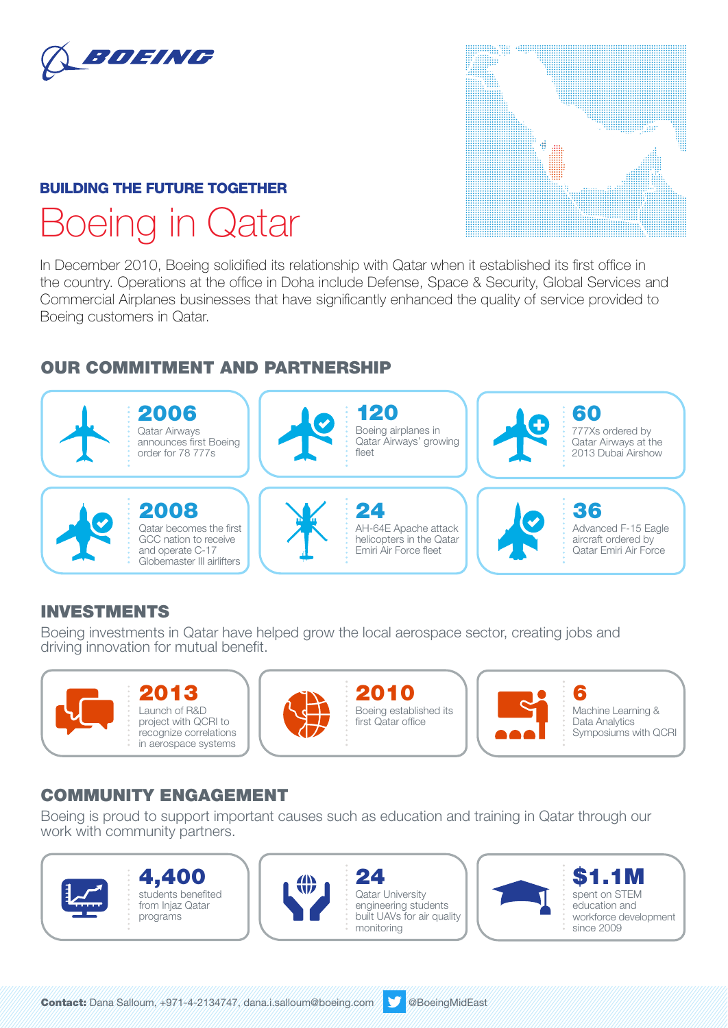BOEING

### BUILDING THE FUTURE TOGETHER

# Boeing in Qatar

In December 2010, Boeing solidified its relationship with Qatar when it established its first office in the country. Operations at the office in Doha include Defense, Space & Security, Global Services and Commercial Airplanes businesses that have significantly enhanced the quality of service provided to Boeing customers in Qatar.

## OUR COMMITMENT AND PARTNERSHIP

**2006**
Qatar Airways announces first Boeing order for 78 777s

**120**
Boeing airplanes in Qatar Airways' growing fleet

**60**
777Xs ordered by Qatar Airways at the 2013 Dubai Airshow

**2008**
Qatar becomes the first GCC nation to receive and operate C-17 Globemaster III airlifters

**24**
AH-64E Apache attack helicopters in the Qatar Emiri Air Force fleet

**36**
Advanced F-15 Eagle aircraft ordered by Qatar Emiri Air Force

## INVESTMENTS

Boeing investments in Qatar have helped grow the local aerospace sector, creating jobs and driving innovation for mutual benefit.

**2013**
Launch of R&D project with QCRI to recognize correlations in aerospace systems

**2010**
Boeing established its first Qatar office

**6**
Machine Learning & Data Analytics Symposiums with QCRI

## COMMUNITY ENGAGEMENT

Boeing is proud to support important causes such as education and training in Qatar through our work with community partners.

**4,400**
students benefited from Injaz Qatar programs

**24**
Qatar University engineering students built UAVs for air quality monitoring

**$1.1M**
spent on STEM education and workforce development since 2009

**Contact:** Dana Salloum, +971-4-2134747, dana.i.salloum@boeing.com @BoeingMidEast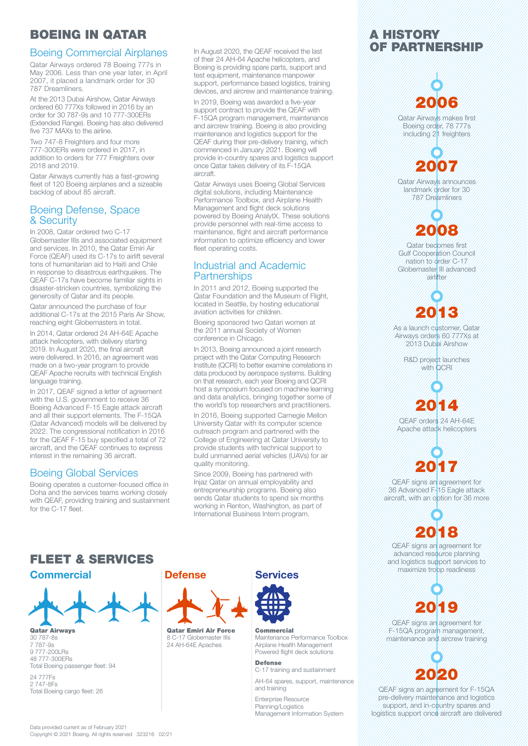# BOEING IN QATAR

## Boeing Commercial Airplanes

Qatar Airways ordered 78 Boeing 777s in May 2006. Less than one year later, in April 2007, it placed a landmark order for 30 787 Dreamliners.

At the 2013 Dubai Airshow, Qatar Airways ordered 60 777Xs followed in 2016 by an order for 30 787-9s and 10 777-300ERs (Extended Range). Boeing has also delivered five 737 MAXs to the airline.

Two 747-8 Freighters and four more 777-300ERs were ordered in 2017, in addition to orders for 777 Freighters over 2018 and 2019.

Qatar Airways currently has a fast-growing fleet of 120 Boeing airplanes and a sizeable backlog of about 85 aircraft.

## Boeing Defense, Space & Security

In 2008, Qatar ordered two C-17 Globemaster IIIs and associated equipment and services. In 2010, the Qatar Emiri Air Force (QEAF) used its C-17s to airlift several tons of humanitarian aid to Haiti and Chile in response to disastrous earthquakes. The QEAF C-17s have become familiar sights in disaster-stricken countries, symbolizing the generosity of Qatar and its people.

Qatar announced the purchase of four additional C-17s at the 2015 Paris Air Show, reaching eight Globemasters in total.

In 2014, Qatar ordered 24 AH-64E Apache attack helicopters, with delivery starting 2019. In August 2020, the final aircraft were delivered. In 2016, an agreement was made on a two-year program to provide QEAF Apache recruits with technical English language training.

In 2017, QEAF signed a letter of agreement with the U.S. government to receive 36 Boeing Advanced F-15 Eagle attack aircraft and all their support elements. The F-15QA (Qatar Advanced) models will be delivered by 2022. The congressional notification in 2016 for the QEAF F-15 buy specified a total of 72 aircraft, and the QEAF continues to express interest in the remaining 36 aircraft.

## Boeing Global Services

Boeing operates a customer-focused office in Doha and the services teams working closely with QEAF, providing training and sustainment for the C-17 fleet.

In August 2020, the QEAF received the last of their 24 AH-64 Apache helicopters, and Boeing is providing spare parts, support and test equipment, maintenance manpower support, performance based logistics, training devices, and aircrew and maintenance training.

In 2019, Boeing was awarded a five-year support contract to provide the QEAF with F-15QA program management, maintenance and aircrew training. Boeing is also providing maintenance and logistics support for the QEAF during their pre-delivery training, which commenced in January 2021. Boeing will provide in-country spares and logistics support once Qatar takes delivery of its F-15QA aircraft.

Qatar Airways uses Boeing Global Services digital solutions, including Maintenance Performance Toolbox, and Airplane Health Management and flight deck solutions powered by Boeing AnalytX. These solutions provide personnel with real-time access to maintenance, flight and aircraft performance information to optimize efficiency and lower fleet operating costs.

## Industrial and Academic Partnerships

In 2011 and 2012, Boeing supported the Qatar Foundation and the Museum of Flight, located in Seattle, by hosting educational aviation activities for children.

Boeing sponsored two Qatari women at the 2011 annual Society of Women conference in Chicago.

In 2013, Boeing announced a joint research project with the Qatar Computing Research Institute (QCRI) to better examine correlations in data produced by aerospace systems. Building on that research, each year Boeing and QCRI host a symposium focused on machine learning and data analytics, bringing together some of the world's top researchers and practitioners.

In 2016, Boeing supported Carnegie Mellon University Qatar with its computer science outreach program and partnered with the College of Engineering at Qatar University to provide students with technical support to build unmanned aerial vehicles (UAVs) for air quality monitoring.

Since 2009, Boeing has partnered with Injaz Qatar on annual employability and entrepreneurship programs. Boeing also sends Qatar students to spend six months working in Renton, Washington, as part of International Business Intern program.

# A HISTORY OF PARTNERSHIP

**2006**
Qatar Airways makes first Boeing order, 78 777s including 21 freighters

**2007**
Qatar Airways announces landmark order for 30 787 Dreamliners

**2008**
Qatar becomes first Gulf Cooperation Council nation to order C-17 Globemaster III advanced airlifter

**2013**
As a launch customer, Qatar Airways orders 60 777Xs at 2013 Dubai Airshow

R&D project launches with QCRI

**2014**
QEAF orders 24 AH-64E Apache attack helicopters

**2017**
QEAF signs an agreement for 36 Advanced F-15 Eagle attack aircraft, with an option for 36 more

**2018**
QEAF signs an agreement for advanced resource planning and logistics support services to maximize troop readiness

**2019**
QEAF signs an agreement for F-15QA program management, maintenance and aircrew training

**2020**
QEAF signs an agreement for F-15QA pre-delivery maintenance and logistics support, and in-country spares and logistics support once aircraft are delivered

# FLEET & SERVICES

## Commercial

**Qatar Airways**
30 787-8s
7 787-9s
9 777-200LRs
48 777-300ERs
Total Boeing passenger fleet: 94

24 777Fs
2 747-8Fs
Total Boeing cargo fleet: 26

## Defense

**Qatar Emiri Air Force**
8 C-17 Globemaster IIIs
24 AH-64E Apaches

## Services

**Commercial**
Maintenance Performance Toolbox
Airplane Health Management
Powered flight deck solutions

**Defense**
C-17 training and sustainment

AH-64 spares, support, maintenance and training

Enterprise Resource Planning/Logistics Management Information System

Data provided current as of February 2021
Copyright © 2021 Boeing. All rights reserved 323216 02/21